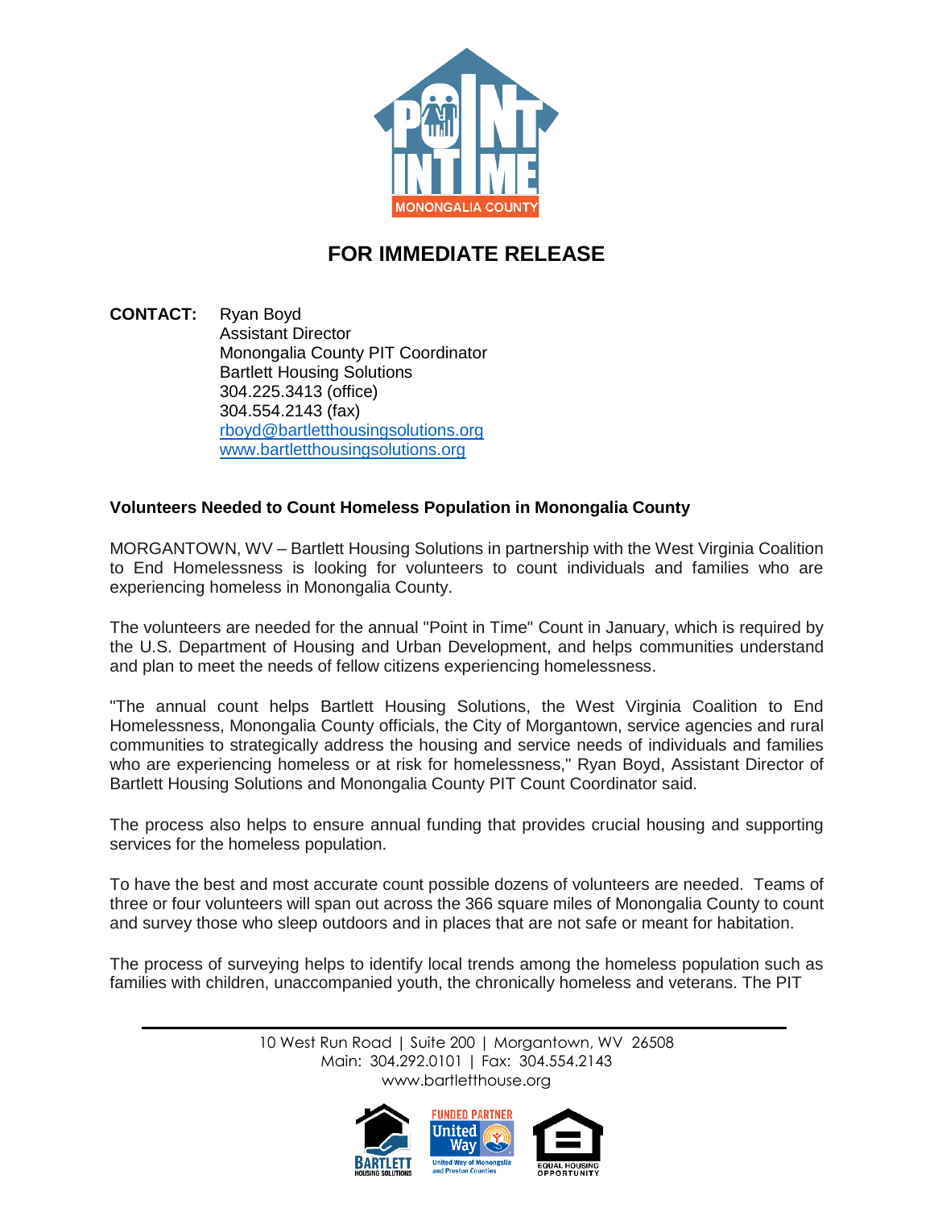# FOR IMMEDIATE RELEASE

**CONTACT:** Ryan Boyd
Assistant Director
Monongalia County PIT Coordinator
Bartlett Housing Solutions
304.225.3413 (office)
304.554.2143 (fax)
rboyd@bartletthousingsolutions.org
www.bartletthousingsolutions.org

**Volunteers Needed to Count Homeless Population in Monongalia County**

MORGANTOWN, WV – Bartlett Housing Solutions in partnership with the West Virginia Coalition to End Homelessness is looking for volunteers to count individuals and families who are experiencing homeless in Monongalia County.

The volunteers are needed for the annual "Point in Time" Count in January, which is required by the U.S. Department of Housing and Urban Development, and helps communities understand and plan to meet the needs of fellow citizens experiencing homelessness.

"The annual count helps Bartlett Housing Solutions, the West Virginia Coalition to End Homelessness, Monongalia County officials, the City of Morgantown, service agencies and rural communities to strategically address the housing and service needs of individuals and families who are experiencing homeless or at risk for homelessness," Ryan Boyd, Assistant Director of Bartlett Housing Solutions and Monongalia County PIT Count Coordinator said.

The process also helps to ensure annual funding that provides crucial housing and supporting services for the homeless population.

To have the best and most accurate count possible dozens of volunteers are needed. Teams of three or four volunteers will span out across the 366 square miles of Monongalia County to count and survey those who sleep outdoors and in places that are not safe or meant for habitation.

The process of surveying helps to identify local trends among the homeless population such as families with children, unaccompanied youth, the chronically homeless and veterans. The PIT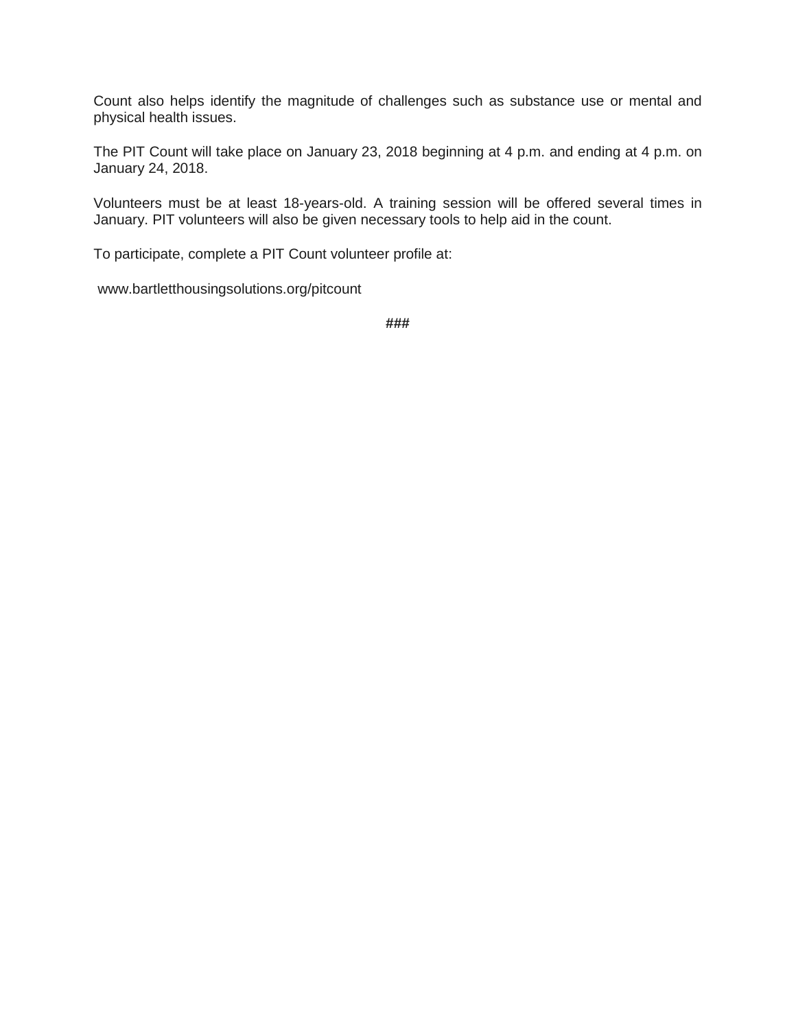Count also helps identify the magnitude of challenges such as substance use or mental and physical health issues.

The PIT Count will take place on January 23, 2018 beginning at 4 p.m. and ending at 4 p.m. on January 24, 2018.

Volunteers must be at least 18-years-old. A training session will be offered several times in January. PIT volunteers will also be given necessary tools to help aid in the count.

To participate, complete a PIT Count volunteer profile at:

www.bartletthousingsolutions.org/pitcount

###